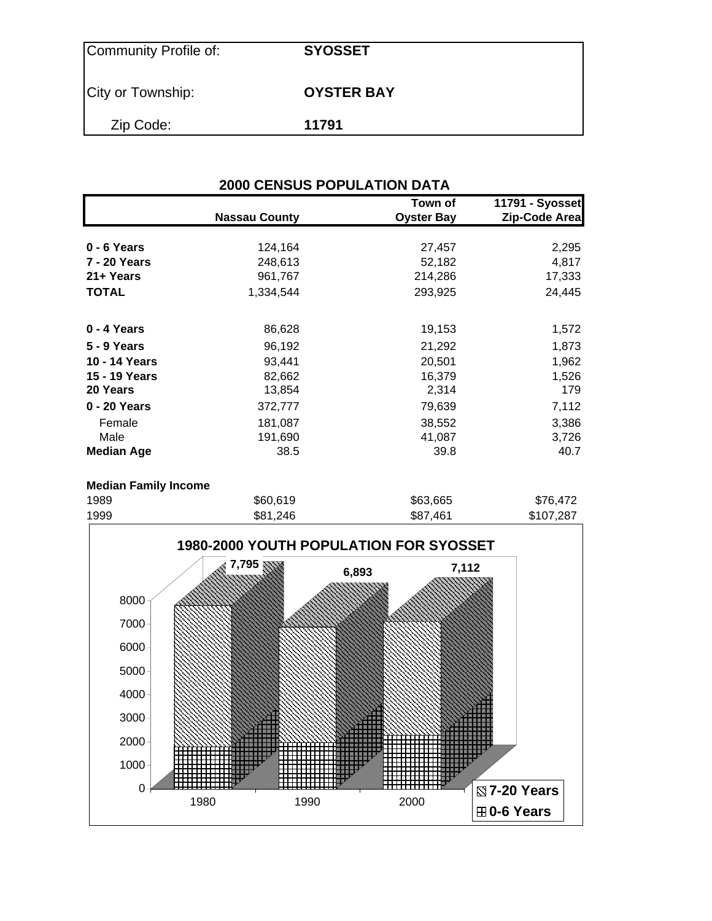| Community Profile of: | **SYOSSET** |
|---|---|
| City or Township: | **OYSTER BAY** |
| Zip Code: | **11791** |

## 2000 CENSUS POPULATION DATA

| | Nassau County | Town of Oyster Bay | 11791 - Syosset Zip-Code Area |
|---|---|---|---|
| **0 - 6 Years** | 124,164 | 27,457 | 2,295 |
| **7 - 20 Years** | 248,613 | 52,182 | 4,817 |
| **21+ Years** | 961,767 | 214,286 | 17,333 |
| **TOTAL** | 1,334,544 | 293,925 | 24,445 |
| | | | |
| **0 - 4 Years** | 86,628 | 19,153 | 1,572 |
| **5 - 9 Years** | 96,192 | 21,292 | 1,873 |
| **10 - 14 Years** | 93,441 | 20,501 | 1,962 |
| **15 - 19 Years** | 82,662 | 16,379 | 1,526 |
| **20 Years** | 13,854 | 2,314 | 179 |
| **0 - 20 Years** | 372,777 | 79,639 | 7,112 |
| Female | 181,087 | 38,552 | 3,386 |
| Male | 191,690 | 41,087 | 3,726 |
| **Median Age** | 38.5 | 39.8 | 40.7 |
| | | | |
| **Median Family Income** | | | |
| 1989 | $60,619 | $63,665 | $76,472 |
| 1999 | $81,246 | $87,461 | $107,287 |

**1980-2000 YOUTH POPULATION FOR SYOSSET**

| Year | Total (0-20 Years) |
|---|---|
| 1980 | 7,795 |
| 1990 | 6,893 |
| 2000 | 7,112 |

Legend: 7-20 Years; 0-6 Years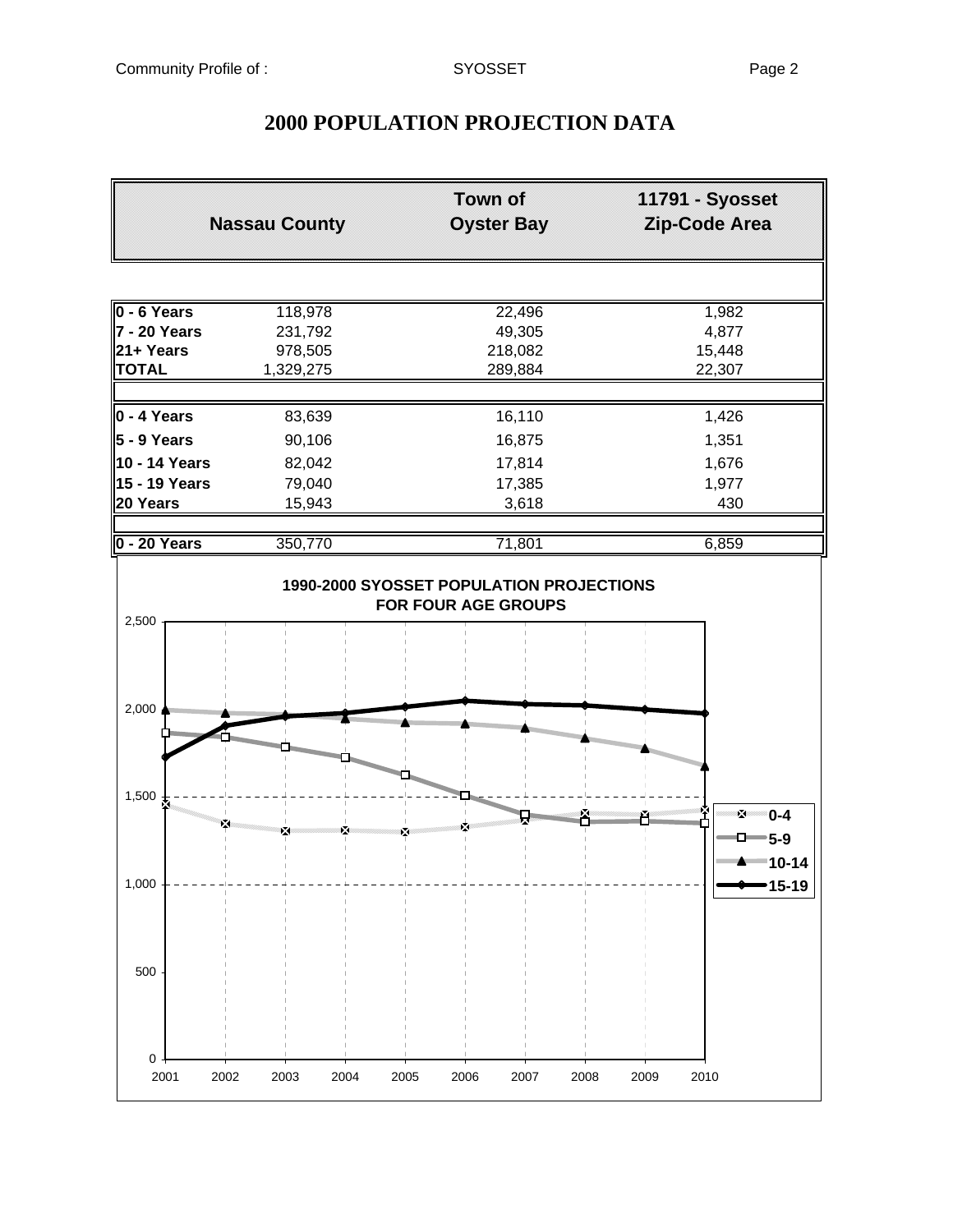# 2000 POPULATION PROJECTION DATA

| | Nassau County | Town of Oyster Bay | 11791 - Syosset Zip-Code Area |
|---|---|---|---|
| **0 - 6 Years** | 118,978 | 22,496 | 1,982 |
| **7 - 20 Years** | 231,792 | 49,305 | 4,877 |
| **21+ Years** | 978,505 | 218,082 | 15,448 |
| **TOTAL** | 1,329,275 | 289,884 | 22,307 |
| | | | |
| **0 - 4 Years** | 83,639 | 16,110 | 1,426 |
| **5 - 9 Years** | 90,106 | 16,875 | 1,351 |
| **10 - 14 Years** | 82,042 | 17,814 | 1,676 |
| **15 - 19 Years** | 79,040 | 17,385 | 1,977 |
| **20 Years** | 15,943 | 3,618 | 430 |
| | | | |
| **0 - 20 Years** | 350,770 | 71,801 | 6,859 |

**1990-2000 SYOSSET POPULATION PROJECTIONS FOR FOUR AGE GROUPS**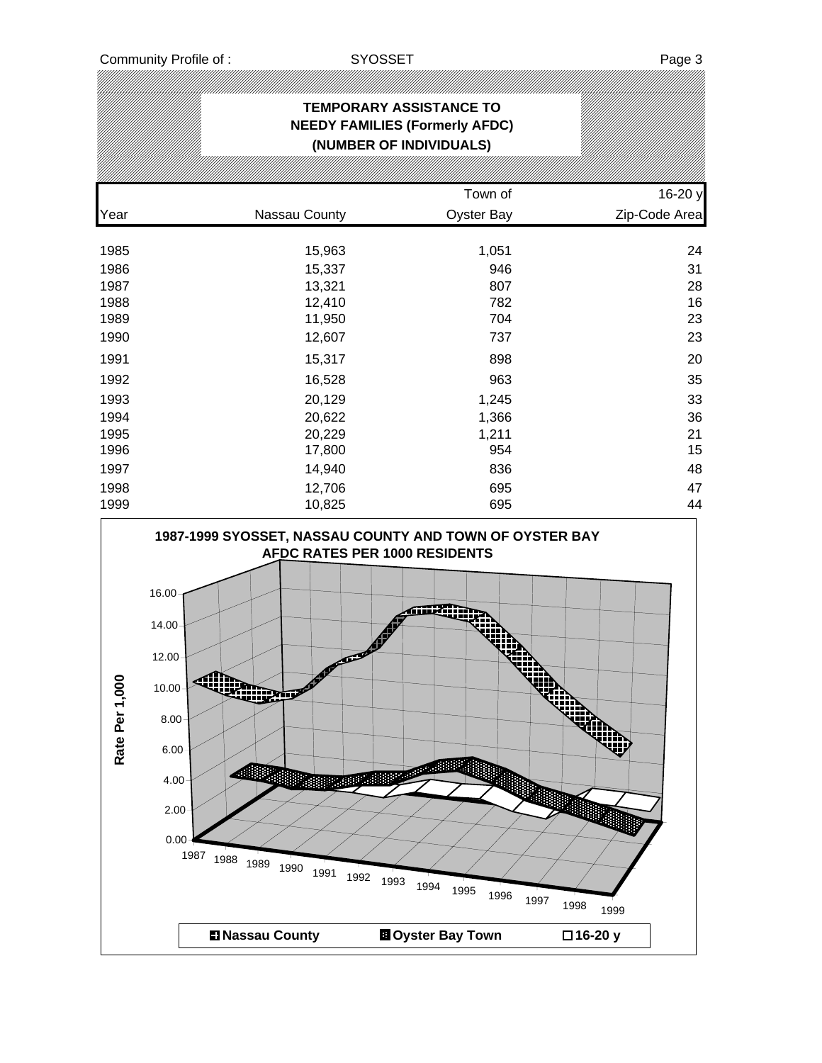## TEMPORARY ASSISTANCE TO NEEDY FAMILIES (Formerly AFDC) (NUMBER OF INDIVIDUALS)

| Year | Nassau County | Town of Oyster Bay | 16-20 y Zip-Code Area |
|---|---|---|---|
| 1985 | 15,963 | 1,051 | 24 |
| 1986 | 15,337 | 946 | 31 |
| 1987 | 13,321 | 807 | 28 |
| 1988 | 12,410 | 782 | 16 |
| 1989 | 11,950 | 704 | 23 |
| 1990 | 12,607 | 737 | 23 |
| 1991 | 15,317 | 898 | 20 |
| 1992 | 16,528 | 963 | 35 |
| 1993 | 20,129 | 1,245 | 33 |
| 1994 | 20,622 | 1,366 | 36 |
| 1995 | 20,229 | 1,211 | 21 |
| 1996 | 17,800 | 954 | 15 |
| 1997 | 14,940 | 836 | 48 |
| 1998 | 12,706 | 695 | 47 |
| 1999 | 10,825 | 695 | 44 |

**1987-1999 SYOSSET, NASSAU COUNTY AND TOWN OF OYSTER BAY AFDC RATES PER 1000 RESIDENTS**

Rate Per 1,000

Legend: Nassau County, Oyster Bay Town, 16-20 y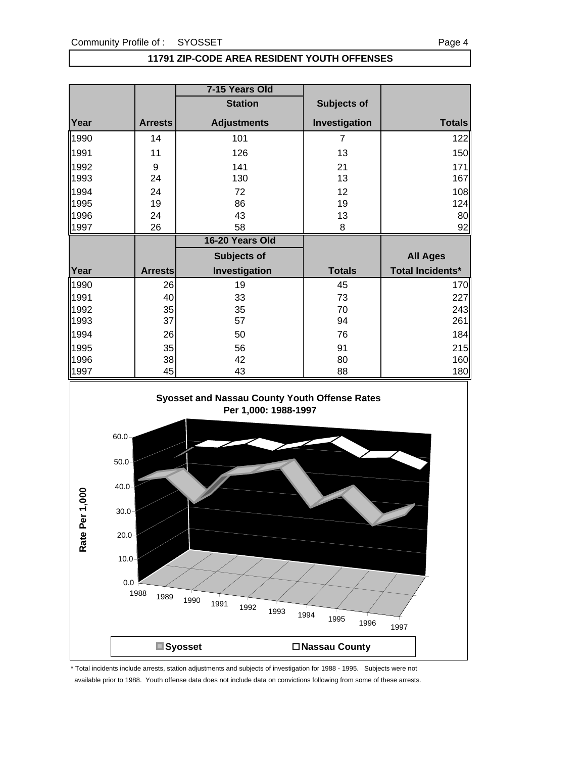## 11791 ZIP-CODE AREA RESIDENT YOUTH OFFENSES

| | | 7-15 Years Old | | |
|---|---|---|---|---|
| | | Station | Subjects of | |
| Year | Arrests | Adjustments | Investigation | Totals |
| 1990 | 14 | 101 | 7 | 122 |
| 1991 | 11 | 126 | 13 | 150 |
| 1992 | 9 | 141 | 21 | 171 |
| 1993 | 24 | 130 | 13 | 167 |
| 1994 | 24 | 72 | 12 | 108 |
| 1995 | 19 | 86 | 19 | 124 |
| 1996 | 24 | 43 | 13 | 80 |
| 1997 | 26 | 58 | 8 | 92 |

| | | 16-20 Years Old | | |
|---|---|---|---|---|
| | | Subjects of | | All Ages |
| Year | Arrests | Investigation | Totals | Total Incidents* |
| 1990 | 26 | 19 | 45 | 170 |
| 1991 | 40 | 33 | 73 | 227 |
| 1992 | 35 | 35 | 70 | 243 |
| 1993 | 37 | 57 | 94 | 261 |
| 1994 | 26 | 50 | 76 | 184 |
| 1995 | 35 | 56 | 91 | 215 |
| 1996 | 38 | 42 | 80 | 160 |
| 1997 | 45 | 43 | 88 | 180 |

**Syosset and Nassau County Youth Offense Rates Per 1,000: 1988-1997**

Rate Per 1,000

Syosset | Nassau County

\* Total incidents include arrests, station adjustments and subjects of investigation for 1988 - 1995. Subjects were not available prior to 1988. Youth offense data does not include data on convictions following from some of these arrests.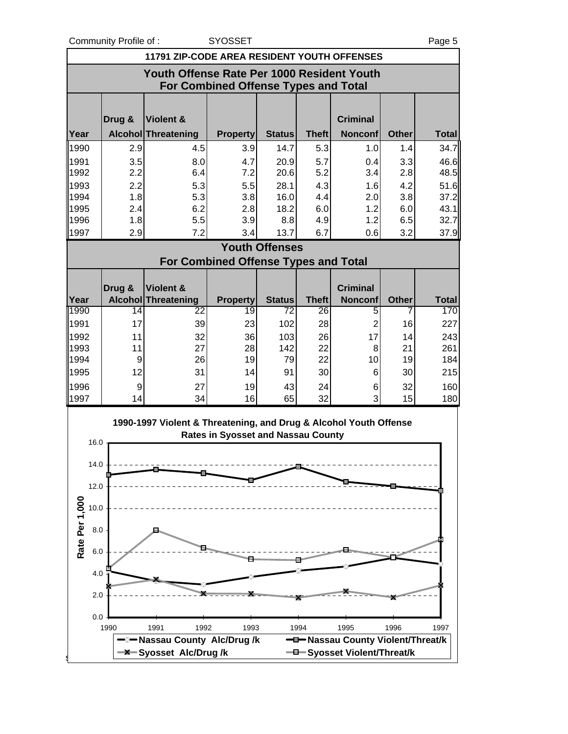Community Profile of : SYOSSET

## 11791 ZIP-CODE AREA RESIDENT YOUTH OFFENSES

### Youth Offense Rate Per 1000 Resident Youth For Combined Offense Types and Total

| Year | Drug & Alcohol | Violent & Threatening | Property | Status | Theft | Criminal Nonconf | Other | Total |
|---|---|---|---|---|---|---|---|---|
| 1990 | 2.9 | 4.5 | 3.9 | 14.7 | 5.3 | 1.0 | 1.4 | 34.7 |
| 1991 | 3.5 | 8.0 | 4.7 | 20.9 | 5.7 | 0.4 | 3.3 | 46.6 |
| 1992 | 2.2 | 6.4 | 7.2 | 20.6 | 5.2 | 3.4 | 2.8 | 48.5 |
| 1993 | 2.2 | 5.3 | 5.5 | 28.1 | 4.3 | 1.6 | 4.2 | 51.6 |
| 1994 | 1.8 | 5.3 | 3.8 | 16.0 | 4.4 | 2.0 | 3.8 | 37.2 |
| 1995 | 2.4 | 6.2 | 2.8 | 18.2 | 6.0 | 1.2 | 6.0 | 43.1 |
| 1996 | 1.8 | 5.5 | 3.9 | 8.8 | 4.9 | 1.2 | 6.5 | 32.7 |
| 1997 | 2.9 | 7.2 | 3.4 | 13.7 | 6.7 | 0.6 | 3.2 | 37.9 |

### Youth Offenses For Combined Offense Types and Total

| Year | Drug & Alcohol | Violent & Threatening | Property | Status | Theft | Criminal Nonconf | Other | Total |
|---|---|---|---|---|---|---|---|---|
| 1990 | 14 | 22 | 19 | 72 | 26 | 5 | 7 | 170 |
| 1991 | 17 | 39 | 23 | 102 | 28 | 2 | 16 | 227 |
| 1992 | 11 | 32 | 36 | 103 | 26 | 17 | 14 | 243 |
| 1993 | 11 | 27 | 28 | 142 | 22 | 8 | 21 | 261 |
| 1994 | 9 | 26 | 19 | 79 | 22 | 10 | 19 | 184 |
| 1995 | 12 | 31 | 14 | 91 | 30 | 6 | 30 | 215 |
| 1996 | 9 | 27 | 19 | 43 | 24 | 6 | 32 | 160 |
| 1997 | 14 | 34 | 16 | 65 | 32 | 3 | 15 | 180 |

**1990-1997 Violent & Threatening, and Drug & Alcohol Youth Offense Rates in Syosset and Nassau County**

Rate Per 1,000

Legend: Nassau County Alc/Drug /k; Nassau County Violent/Threat/k; Syosset Alc/Drug /k; Syosset Violent/Threat/k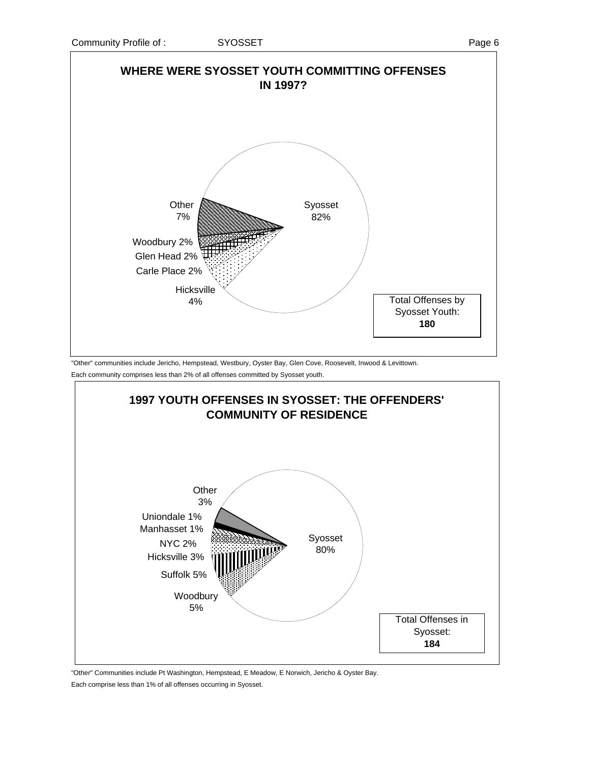## WHERE WERE SYOSSET YOUTH COMMITTING OFFENSES IN 1997?

| Community | Percent |
|---|---|
| Syosset | 82% |
| Other | 7% |
| Woodbury | 2% |
| Glen Head | 2% |
| Carle Place | 2% |
| Hicksville | 4% |

Total Offenses by Syosset Youth: **180**

"Other" communities include Jericho, Hempstead, Westbury, Oyster Bay, Glen Cove, Roosevelt, Inwood & Levittown.
Each community comprises less than 2% of all offenses committed by Syosset youth.

## 1997 YOUTH OFFENSES IN SYOSSET: THE OFFENDERS' COMMUNITY OF RESIDENCE

| Community | Percent |
|---|---|
| Syosset | 80% |
| Other | 3% |
| Uniondale | 1% |
| Manhasset | 1% |
| NYC | 2% |
| Hicksville | 3% |
| Suffolk | 5% |
| Woodbury | 5% |

Total Offenses in Syosset: **184**

"Other" Communities include Pt Washington, Hempstead, E Meadow, E Norwich, Jericho & Oyster Bay.
Each comprise less than 1% of all offenses occurring in Syosset.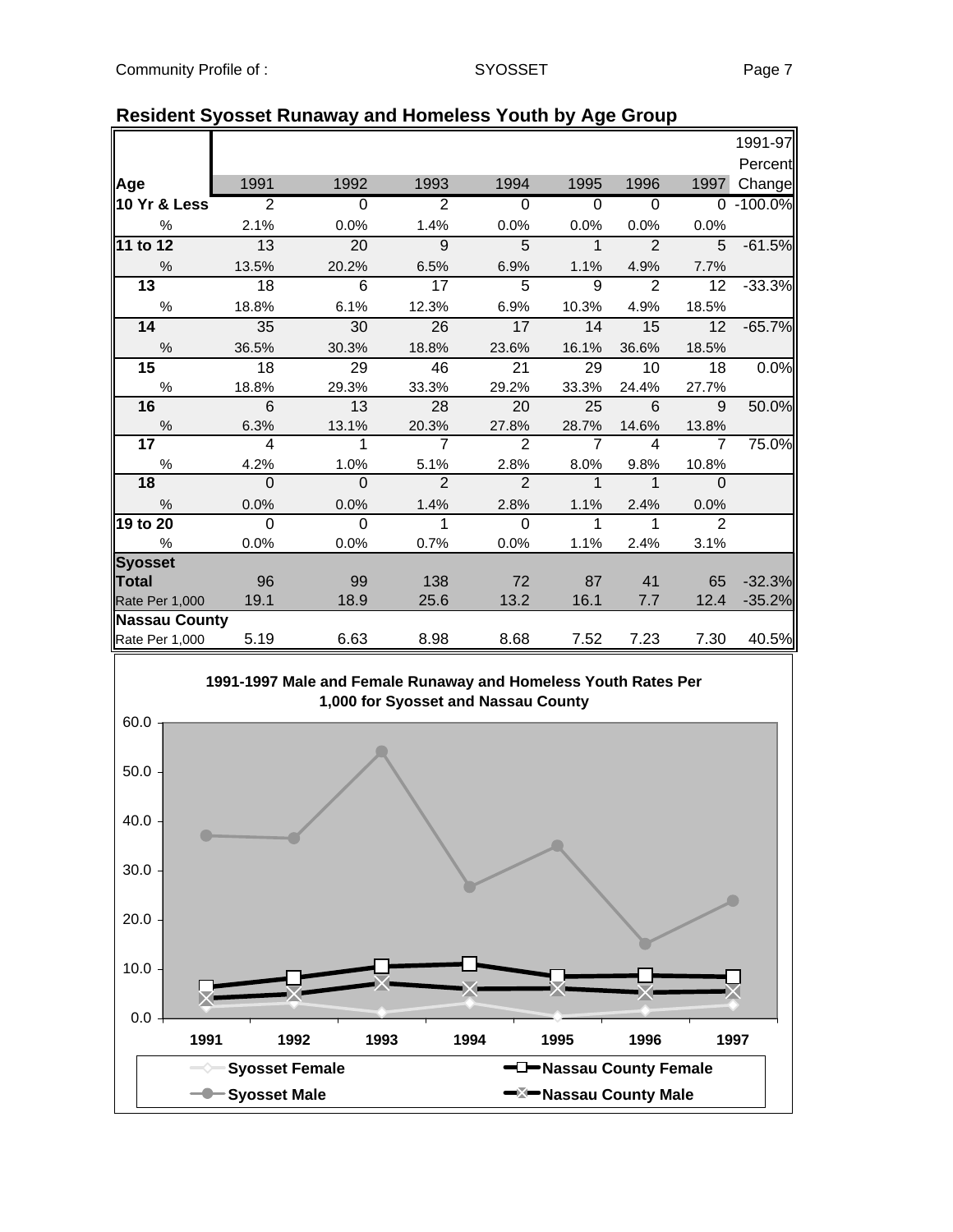## Resident Syosset Runaway and Homeless Youth by Age Group

| Age | 1991 | 1992 | 1993 | 1994 | 1995 | 1996 | 1997 | 1991-97 Percent Change |
|---|---|---|---|---|---|---|---|---|
| **10 Yr & Less** | 2 | 0 | 2 | 0 | 0 | 0 | 0 | -100.0% |
| % | 2.1% | 0.0% | 1.4% | 0.0% | 0.0% | 0.0% | 0.0% | |
| **11 to 12** | 13 | 20 | 9 | 5 | 1 | 2 | 5 | -61.5% |
| % | 13.5% | 20.2% | 6.5% | 6.9% | 1.1% | 4.9% | 7.7% | |
| **13** | 18 | 6 | 17 | 5 | 9 | 2 | 12 | -33.3% |
| % | 18.8% | 6.1% | 12.3% | 6.9% | 10.3% | 4.9% | 18.5% | |
| **14** | 35 | 30 | 26 | 17 | 14 | 15 | 12 | -65.7% |
| % | 36.5% | 30.3% | 18.8% | 23.6% | 16.1% | 36.6% | 18.5% | |
| **15** | 18 | 29 | 46 | 21 | 29 | 10 | 18 | 0.0% |
| % | 18.8% | 29.3% | 33.3% | 29.2% | 33.3% | 24.4% | 27.7% | |
| **16** | 6 | 13 | 28 | 20 | 25 | 6 | 9 | 50.0% |
| % | 6.3% | 13.1% | 20.3% | 27.8% | 28.7% | 14.6% | 13.8% | |
| **17** | 4 | 1 | 7 | 2 | 7 | 4 | 7 | 75.0% |
| % | 4.2% | 1.0% | 5.1% | 2.8% | 8.0% | 9.8% | 10.8% | |
| **18** | 0 | 0 | 2 | 2 | 1 | 1 | 0 | |
| % | 0.0% | 0.0% | 1.4% | 2.8% | 1.1% | 2.4% | 0.0% | |
| **19 to 20** | 0 | 0 | 1 | 0 | 1 | 1 | 2 | |
| % | 0.0% | 0.0% | 0.7% | 0.0% | 1.1% | 2.4% | 3.1% | |
| **Syosset Total** | 96 | 99 | 138 | 72 | 87 | 41 | 65 | -32.3% |
| Rate Per 1,000 | 19.1 | 18.9 | 25.6 | 13.2 | 16.1 | 7.7 | 12.4 | -35.2% |
| **Nassau County** | | | | | | | | |
| Rate Per 1,000 | 5.19 | 6.63 | 8.98 | 8.68 | 7.52 | 7.23 | 7.30 | 40.5% |

**1991-1997 Male and Female Runaway and Homeless Youth Rates Per 1,000 for Syosset and Nassau County**

Legend: Syosset Female; Syosset Male; Nassau County Female; Nassau County Male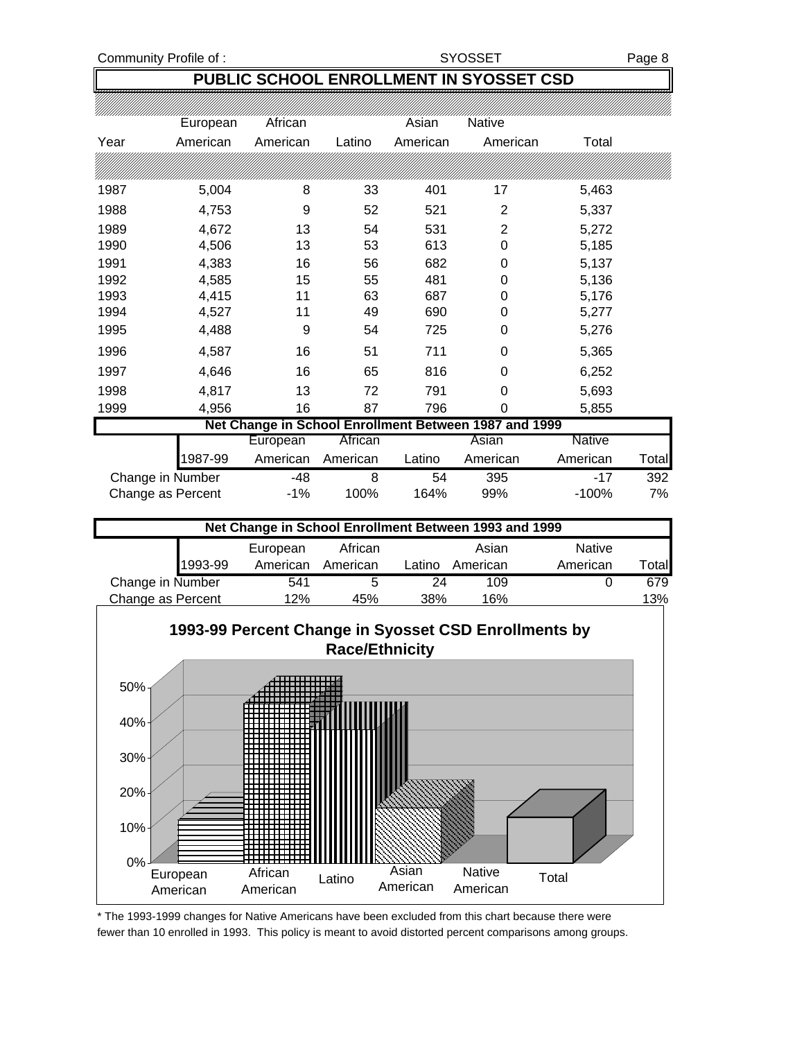# PUBLIC SCHOOL ENROLLMENT IN SYOSSET CSD

| Year | European American | African American | Latino | Asian American | Native American | Total |
|---|---|---|---|---|---|---|
| 1987 | 5,004 | 8 | 33 | 401 | 17 | 5,463 |
| 1988 | 4,753 | 9 | 52 | 521 | 2 | 5,337 |
| 1989 | 4,672 | 13 | 54 | 531 | 2 | 5,272 |
| 1990 | 4,506 | 13 | 53 | 613 | 0 | 5,185 |
| 1991 | 4,383 | 16 | 56 | 682 | 0 | 5,137 |
| 1992 | 4,585 | 15 | 55 | 481 | 0 | 5,136 |
| 1993 | 4,415 | 11 | 63 | 687 | 0 | 5,176 |
| 1994 | 4,527 | 11 | 49 | 690 | 0 | 5,277 |
| 1995 | 4,488 | 9 | 54 | 725 | 0 | 5,276 |
| 1996 | 4,587 | 16 | 51 | 711 | 0 | 5,365 |
| 1997 | 4,646 | 16 | 65 | 816 | 0 | 6,252 |
| 1998 | 4,817 | 13 | 72 | 791 | 0 | 5,693 |
| 1999 | 4,956 | 16 | 87 | 796 | 0 | 5,855 |

**Net Change in School Enrollment Between 1987 and 1999**

| 1987-99 | European American | African American | Latino | Asian American | Native American | Total |
|---|---|---|---|---|---|---|
| Change in Number | -48 | 8 | 54 | 395 | -17 | 392 |
| Change as Percent | -1% | 100% | 164% | 99% | -100% | 7% |

**Net Change in School Enrollment Between 1993 and 1999**

| 1993-99 | European American | African American | Latino | Asian American | Native American | Total |
|---|---|---|---|---|---|---|
| Change in Number | 541 | 5 | 24 | 109 | 0 | 679 |
| Change as Percent | 12% | 45% | 38% | 16% | | 13% |

**1993-99 Percent Change in Syosset CSD Enrollments by Race/Ethnicity**

\* The 1993-1999 changes for Native Americans have been excluded from this chart because there were fewer than 10 enrolled in 1993. This policy is meant to avoid distorted percent comparisons among groups.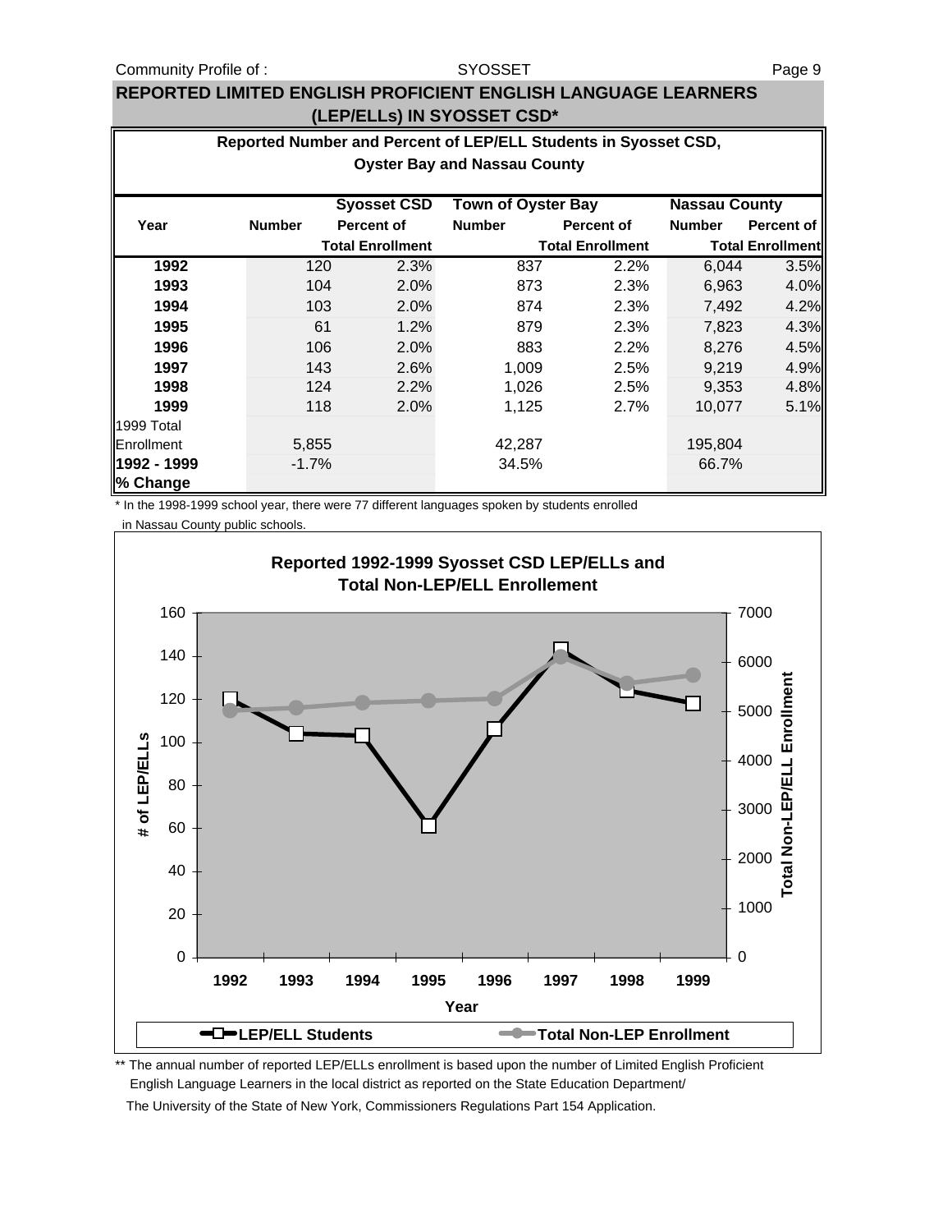## REPORTED LIMITED ENGLISH PROFICIENT ENGLISH LANGUAGE LEARNERS (LEP/ELLs) IN SYOSSET CSD*

### Reported Number and Percent of LEP/ELL Students in Syosset CSD, Oyster Bay and Nassau County

| Year | Syosset CSD | | Town of Oyster Bay | | Nassau County | |
|---|---|---|---|---|---|---|
| | Number | Percent of Total Enrollment | Number | Percent of Total Enrollment | Number | Percent of Total Enrollment |
| **1992** | 120 | 2.3% | 837 | 2.2% | 6,044 | 3.5% |
| **1993** | 104 | 2.0% | 873 | 2.3% | 6,963 | 4.0% |
| **1994** | 103 | 2.0% | 874 | 2.3% | 7,492 | 4.2% |
| **1995** | 61 | 1.2% | 879 | 2.3% | 7,823 | 4.3% |
| **1996** | 106 | 2.0% | 883 | 2.2% | 8,276 | 4.5% |
| **1997** | 143 | 2.6% | 1,009 | 2.5% | 9,219 | 4.9% |
| **1998** | 124 | 2.2% | 1,026 | 2.5% | 9,353 | 4.8% |
| **1999** | 118 | 2.0% | 1,125 | 2.7% | 10,077 | 5.1% |
| 1999 Total Enrollment | 5,855 | | 42,287 | | 195,804 | |
| **1992 - 1999 % Change** | -1.7% | | 34.5% | | 66.7% | |

\* In the 1998-1999 school year, there were 77 different languages spoken by students enrolled in Nassau County public schools.

**Reported 1992-1999 Syosset CSD LEP/ELLs and Total Non-LEP/ELL Enrollement**

\*\* The annual number of reported LEP/ELLs enrollment is based upon the number of Limited English Proficient English Language Learners in the local district as reported on the State Education Department/ The University of the State of New York, Commissioners Regulations Part 154 Application.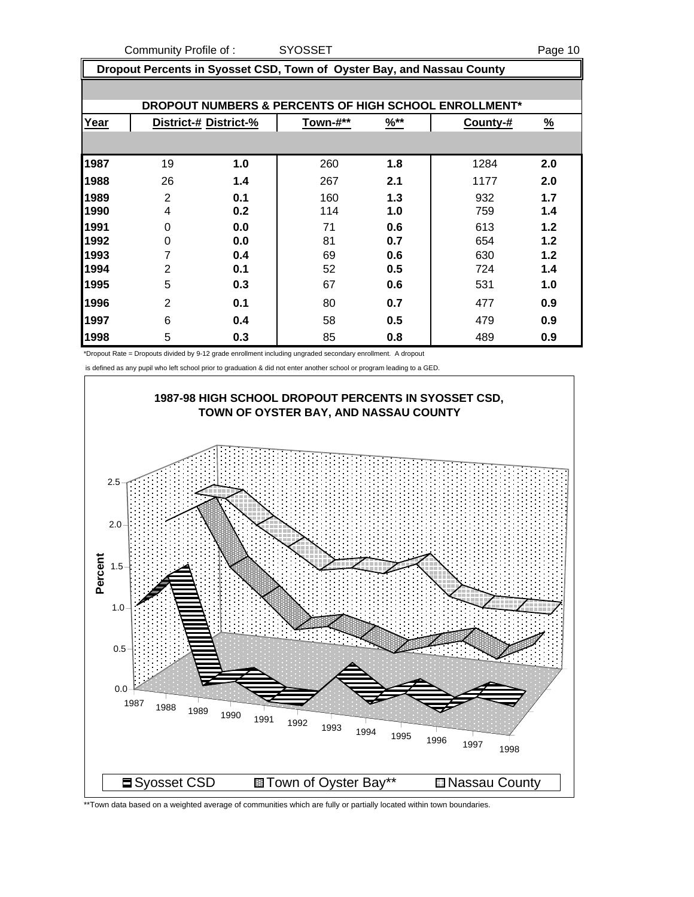## Dropout Percents in Syosset CSD, Town of Oyster Bay, and Nassau County

### DROPOUT NUMBERS & PERCENTS OF HIGH SCHOOL ENROLLMENT*

| Year | District-# | District-% | Town-#** | %** | County-# | % |
|---|---|---|---|---|---|---|
| 1987 | 19 | 1.0 | 260 | 1.8 | 1284 | 2.0 |
| 1988 | 26 | 1.4 | 267 | 2.1 | 1177 | 2.0 |
| 1989 | 2 | 0.1 | 160 | 1.3 | 932 | 1.7 |
| 1990 | 4 | 0.2 | 114 | 1.0 | 759 | 1.4 |
| 1991 | 0 | 0.0 | 71 | 0.6 | 613 | 1.2 |
| 1992 | 0 | 0.0 | 81 | 0.7 | 654 | 1.2 |
| 1993 | 7 | 0.4 | 69 | 0.6 | 630 | 1.2 |
| 1994 | 2 | 0.1 | 52 | 0.5 | 724 | 1.4 |
| 1995 | 5 | 0.3 | 67 | 0.6 | 531 | 1.0 |
| 1996 | 2 | 0.1 | 80 | 0.7 | 477 | 0.9 |
| 1997 | 6 | 0.4 | 58 | 0.5 | 479 | 0.9 |
| 1998 | 5 | 0.3 | 85 | 0.8 | 489 | 0.9 |

*Dropout Rate = Dropouts divided by 9-12 grade enrollment including ungraded secondary enrollment. A dropout is defined as any pupil who left school prior to graduation & did not enter another school or program leading to a GED.

**1987-98 HIGH SCHOOL DROPOUT PERCENTS IN SYOSSET CSD, TOWN OF OYSTER BAY, AND NASSAU COUNTY**

Legend: Syosset CSD, Town of Oyster Bay**, Nassau County

**Town data based on a weighted average of communities which are fully or partially located within town boundaries.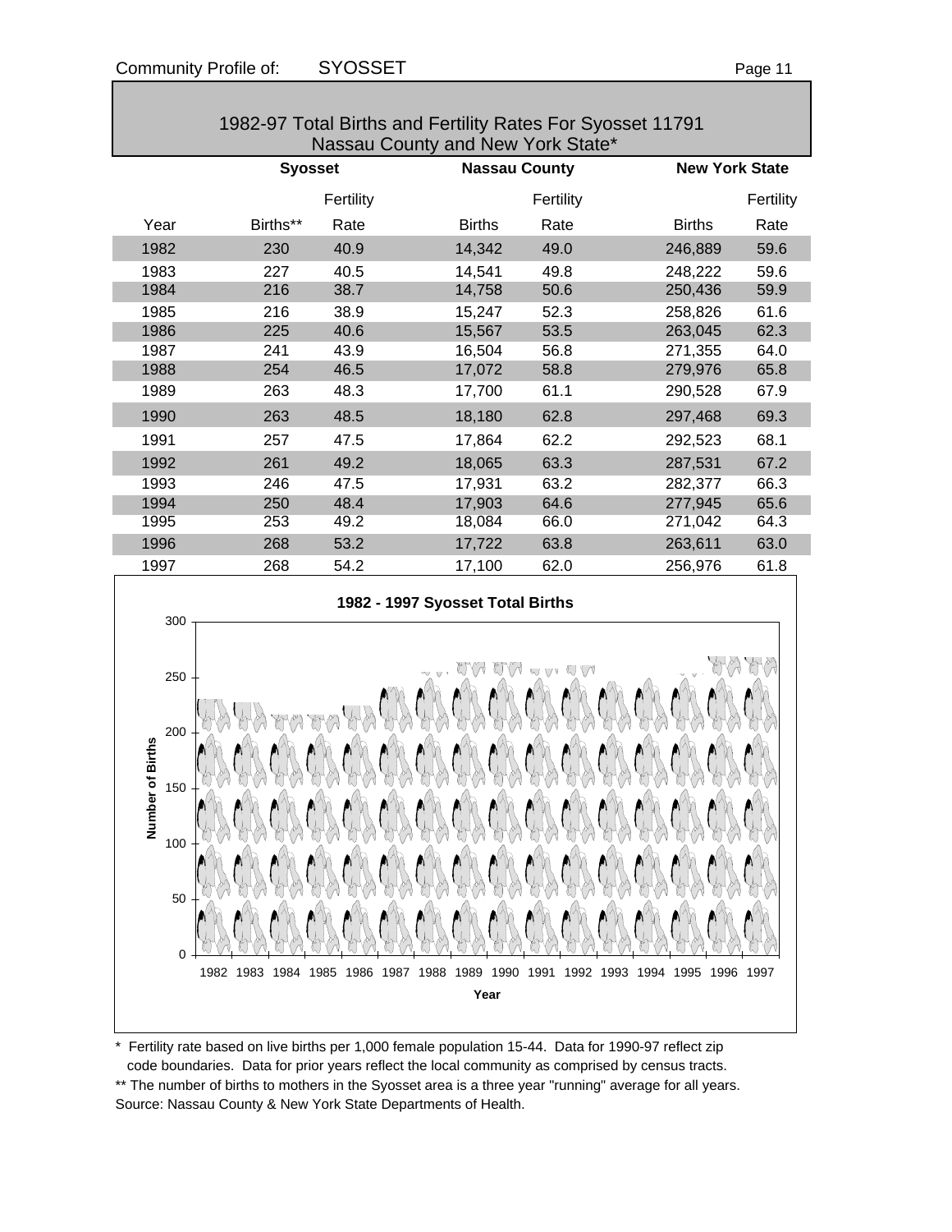## 1982-97 Total Births and Fertility Rates For Syosset 11791 Nassau County and New York State*

| | Syosset | | Nassau County | | New York State | |
|---|---|---|---|---|---|---|
| | | Fertility | | Fertility | | Fertility |
| Year | Births** | Rate | Births | Rate | Births | Rate |
| 1982 | 230 | 40.9 | 14,342 | 49.0 | 246,889 | 59.6 |
| 1983 | 227 | 40.5 | 14,541 | 49.8 | 248,222 | 59.6 |
| 1984 | 216 | 38.7 | 14,758 | 50.6 | 250,436 | 59.9 |
| 1985 | 216 | 38.9 | 15,247 | 52.3 | 258,826 | 61.6 |
| 1986 | 225 | 40.6 | 15,567 | 53.5 | 263,045 | 62.3 |
| 1987 | 241 | 43.9 | 16,504 | 56.8 | 271,355 | 64.0 |
| 1988 | 254 | 46.5 | 17,072 | 58.8 | 279,976 | 65.8 |
| 1989 | 263 | 48.3 | 17,700 | 61.1 | 290,528 | 67.9 |
| 1990 | 263 | 48.5 | 18,180 | 62.8 | 297,468 | 69.3 |
| 1991 | 257 | 47.5 | 17,864 | 62.2 | 292,523 | 68.1 |
| 1992 | 261 | 49.2 | 18,065 | 63.3 | 287,531 | 67.2 |
| 1993 | 246 | 47.5 | 17,931 | 63.2 | 282,377 | 66.3 |
| 1994 | 250 | 48.4 | 17,903 | 64.6 | 277,945 | 65.6 |
| 1995 | 253 | 49.2 | 18,084 | 66.0 | 271,042 | 64.3 |
| 1996 | 268 | 53.2 | 17,722 | 63.8 | 263,611 | 63.0 |
| 1997 | 268 | 54.2 | 17,100 | 62.0 | 256,976 | 61.8 |

**1982 - 1997 Syosset Total Births**

| Year | Number of Births |
|---|---|
| 1982 | 230 |
| 1983 | 227 |
| 1984 | 216 |
| 1985 | 216 |
| 1986 | 225 |
| 1987 | 241 |
| 1988 | 254 |
| 1989 | 263 |
| 1990 | 263 |
| 1991 | 257 |
| 1992 | 261 |
| 1993 | 246 |
| 1994 | 250 |
| 1995 | 253 |
| 1996 | 268 |
| 1997 | 268 |

\* Fertility rate based on live births per 1,000 female population 15-44. Data for 1990-97 reflect zip code boundaries. Data for prior years reflect the local community as comprised by census tracts.

\*\* The number of births to mothers in the Syosset area is a three year "running" average for all years.

Source: Nassau County & New York State Departments of Health.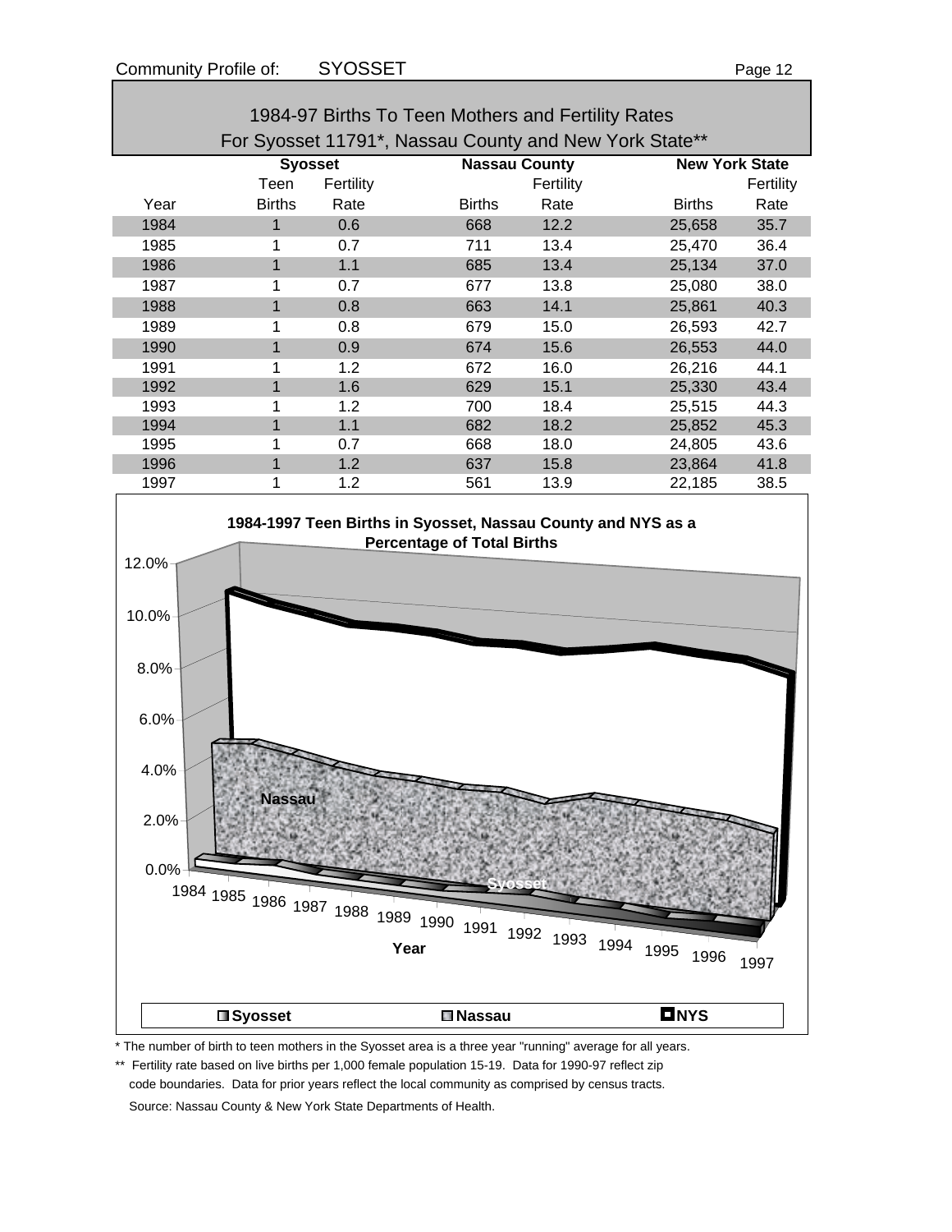## 1984-97 Births To Teen Mothers and Fertility Rates For Syosset 11791*, Nassau County and New York State**

| | Syosset | | Nassau County | | New York State | |
|---|---|---|---|---|---|---|
| Year | Teen Births | Fertility Rate | Births | Fertility Rate | Births | Fertility Rate |
| 1984 | 1 | 0.6 | 668 | 12.2 | 25,658 | 35.7 |
| 1985 | 1 | 0.7 | 711 | 13.4 | 25,470 | 36.4 |
| 1986 | 1 | 1.1 | 685 | 13.4 | 25,134 | 37.0 |
| 1987 | 1 | 0.7 | 677 | 13.8 | 25,080 | 38.0 |
| 1988 | 1 | 0.8 | 663 | 14.1 | 25,861 | 40.3 |
| 1989 | 1 | 0.8 | 679 | 15.0 | 26,593 | 42.7 |
| 1990 | 1 | 0.9 | 674 | 15.6 | 26,553 | 44.0 |
| 1991 | 1 | 1.2 | 672 | 16.0 | 26,216 | 44.1 |
| 1992 | 1 | 1.6 | 629 | 15.1 | 25,330 | 43.4 |
| 1993 | 1 | 1.2 | 700 | 18.4 | 25,515 | 44.3 |
| 1994 | 1 | 1.1 | 682 | 18.2 | 25,852 | 45.3 |
| 1995 | 1 | 0.7 | 668 | 18.0 | 24,805 | 43.6 |
| 1996 | 1 | 1.2 | 637 | 15.8 | 23,864 | 41.8 |
| 1997 | 1 | 1.2 | 561 | 13.9 | 22,185 | 38.5 |

**1984-1997 Teen Births in Syosset, Nassau County and NYS as a Percentage of Total Births**

\* The number of birth to teen mothers in the Syosset area is a three year "running" average for all years.

\*\* Fertility rate based on live births per 1,000 female population 15-19. Data for 1990-97 reflect zip code boundaries. Data for prior years reflect the local community as comprised by census tracts.

Source: Nassau County & New York State Departments of Health.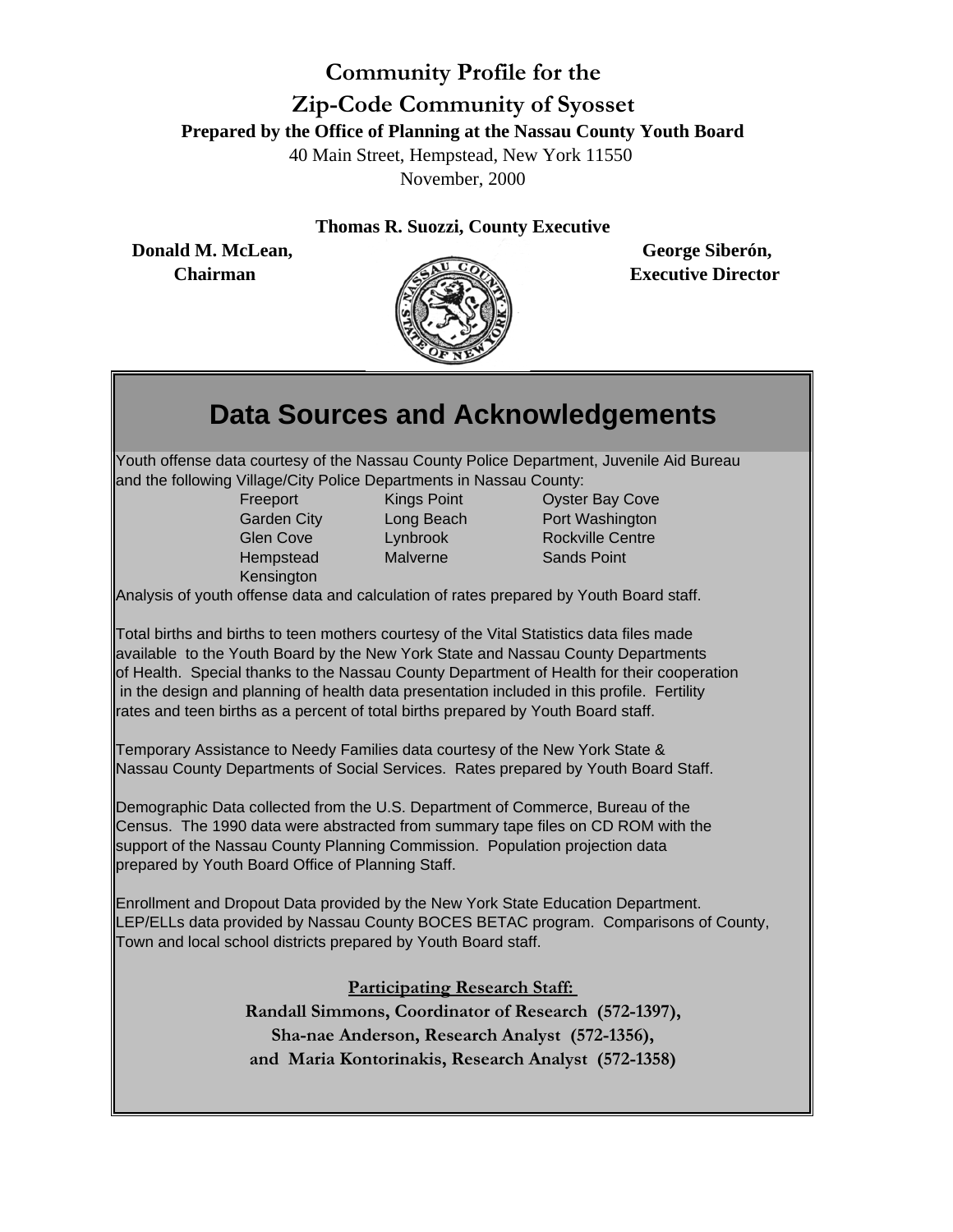# Community Profile for the

# Zip-Code Community of Syosset

**Prepared by the Office of Planning at the Nassau County Youth Board**

40 Main Street, Hempstead, New York 11550

November, 2000

**Thomas R. Suozzi, County Executive**

**Donald M. McLean, Chairman**

**George Siberón, Executive Director**

## Data Sources and Acknowledgements

Youth offense data courtesy of the Nassau County Police Department, Juvenile Aid Bureau and the following Village/City Police Departments in Nassau County:

| | | |
|---|---|---|
| Freeport | Kings Point | Oyster Bay Cove |
| Garden City | Long Beach | Port Washington |
| Glen Cove | Lynbrook | Rockville Centre |
| Hempstead | Malverne | Sands Point |
| Kensington | | |

Analysis of youth offense data and calculation of rates prepared by Youth Board staff.

Total births and births to teen mothers courtesy of the Vital Statistics data files made available to the Youth Board by the New York State and Nassau County Departments of Health. Special thanks to the Nassau County Department of Health for their cooperation in the design and planning of health data presentation included in this profile. Fertility rates and teen births as a percent of total births prepared by Youth Board staff.

Temporary Assistance to Needy Families data courtesy of the New York State & Nassau County Departments of Social Services. Rates prepared by Youth Board Staff.

Demographic Data collected from the U.S. Department of Commerce, Bureau of the Census. The 1990 data were abstracted from summary tape files on CD ROM with the support of the Nassau County Planning Commission. Population projection data prepared by Youth Board Office of Planning Staff.

Enrollment and Dropout Data provided by the New York State Education Department. LEP/ELLs data provided by Nassau County BOCES BETAC program. Comparisons of County, Town and local school districts prepared by Youth Board staff.

**Participating Research Staff:**

**Randall Simmons, Coordinator of Research (572-1397),**
**Sha-nae Anderson, Research Analyst (572-1356),**
**and Maria Kontorinakis, Research Analyst (572-1358)**